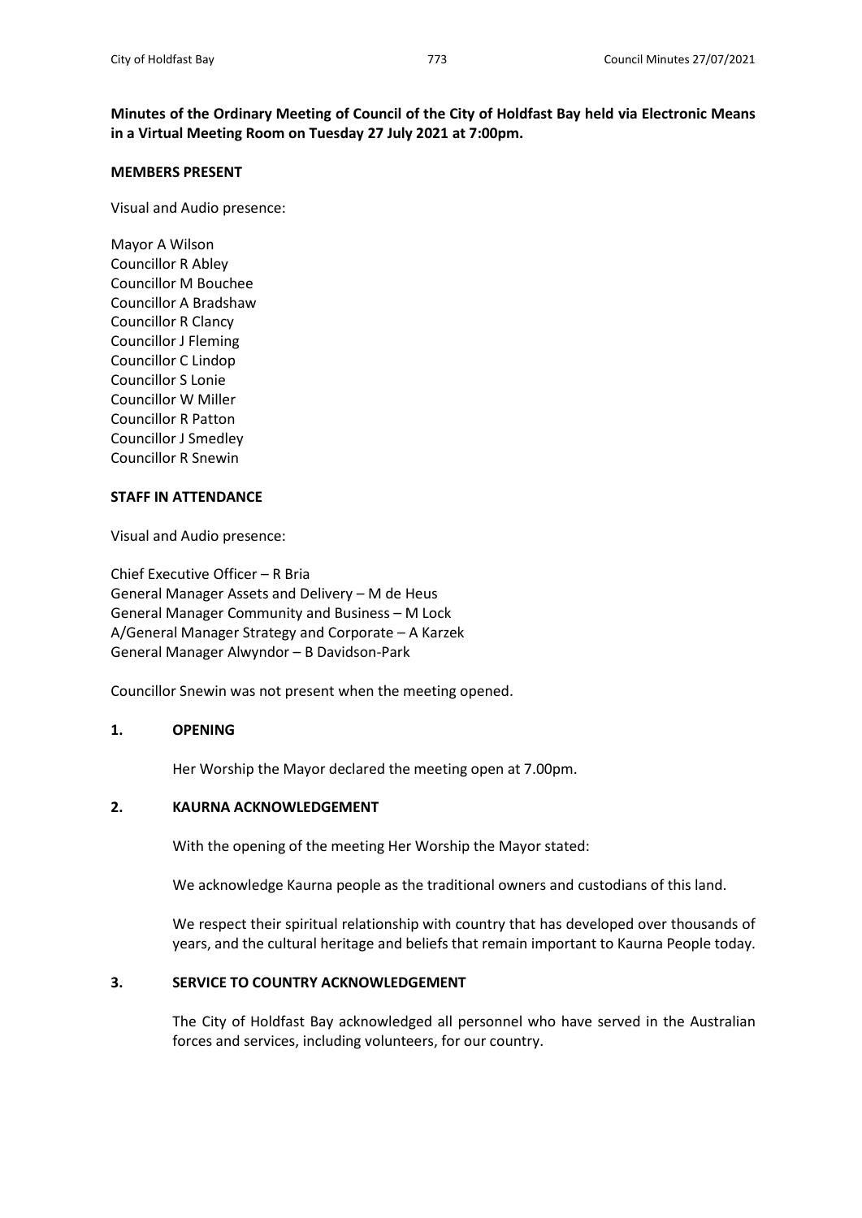**Minutes of the Ordinary Meeting of Council of the City of Holdfast Bay held via Electronic Means in a Virtual Meeting Room on Tuesday 27 July 2021 at 7:00pm.**

**MEMBERS PRESENT**

Visual and Audio presence:

Mayor A Wilson
Councillor R Abley
Councillor M Bouchee
Councillor A Bradshaw
Councillor R Clancy
Councillor J Fleming
Councillor C Lindop
Councillor S Lonie
Councillor W Miller
Councillor R Patton
Councillor J Smedley
Councillor R Snewin

**STAFF IN ATTENDANCE**

Visual and Audio presence:

Chief Executive Officer – R Bria
General Manager Assets and Delivery – M de Heus
General Manager Community and Business – M Lock
A/General Manager Strategy and Corporate – A Karzek
General Manager Alwyndor – B Davidson-Park

Councillor Snewin was not present when the meeting opened.

**1. OPENING**

Her Worship the Mayor declared the meeting open at 7.00pm.

**2. KAURNA ACKNOWLEDGEMENT**

With the opening of the meeting Her Worship the Mayor stated:

We acknowledge Kaurna people as the traditional owners and custodians of this land.

We respect their spiritual relationship with country that has developed over thousands of years, and the cultural heritage and beliefs that remain important to Kaurna People today.

**3. SERVICE TO COUNTRY ACKNOWLEDGEMENT**

The City of Holdfast Bay acknowledged all personnel who have served in the Australian forces and services, including volunteers, for our country.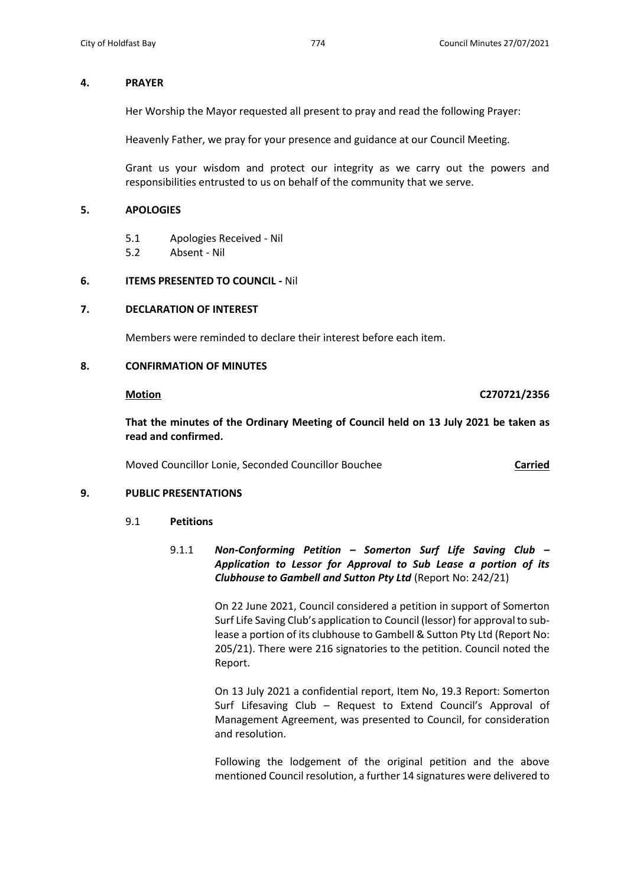## 4. PRAYER

Her Worship the Mayor requested all present to pray and read the following Prayer:

Heavenly Father, we pray for your presence and guidance at our Council Meeting.

Grant us your wisdom and protect our integrity as we carry out the powers and responsibilities entrusted to us on behalf of the community that we serve.

## 5. APOLOGIES

5.1 Apologies Received - Nil

5.2 Absent - Nil

## 6. ITEMS PRESENTED TO COUNCIL - Nil

## 7. DECLARATION OF INTEREST

Members were reminded to declare their interest before each item.

## 8. CONFIRMATION OF MINUTES

**Motion** **C270721/2356**

**That the minutes of the Ordinary Meeting of Council held on 13 July 2021 be taken as read and confirmed.**

Moved Councillor Lonie, Seconded Councillor Bouchee **Carried**

## 9. PUBLIC PRESENTATIONS

### 9.1 Petitions

#### 9.1.1 *Non-Conforming Petition – Somerton Surf Life Saving Club – Application to Lessor for Approval to Sub Lease a portion of its Clubhouse to Gambell and Sutton Pty Ltd* (Report No: 242/21)

On 22 June 2021, Council considered a petition in support of Somerton Surf Life Saving Club's application to Council (lessor) for approval to sub-lease a portion of its clubhouse to Gambell & Sutton Pty Ltd (Report No: 205/21). There were 216 signatories to the petition. Council noted the Report.

On 13 July 2021 a confidential report, Item No, 19.3 Report: Somerton Surf Lifesaving Club – Request to Extend Council's Approval of Management Agreement, was presented to Council, for consideration and resolution.

Following the lodgement of the original petition and the above mentioned Council resolution, a further 14 signatures were delivered to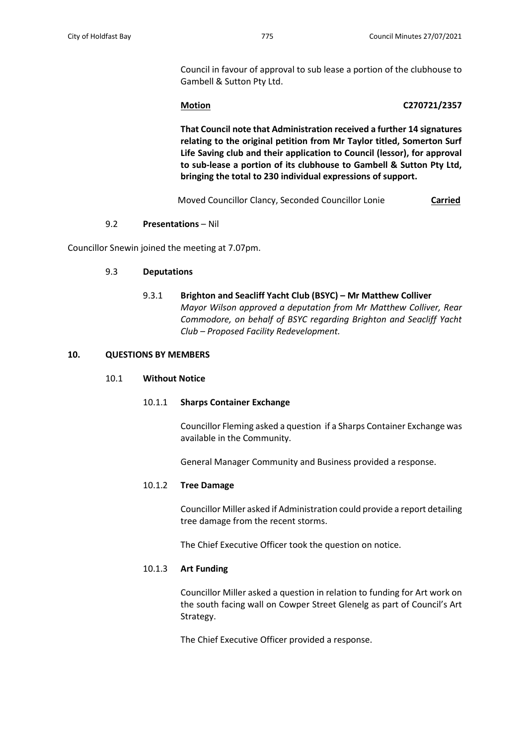Council in favour of approval to sub lease a portion of the clubhouse to Gambell & Sutton Pty Ltd.

**Motion** **C270721/2357**

**That Council note that Administration received a further 14 signatures relating to the original petition from Mr Taylor titled, Somerton Surf Life Saving club and their application to Council (lessor), for approval to sub-lease a portion of its clubhouse to Gambell & Sutton Pty Ltd, bringing the total to 230 individual expressions of support.**

Moved Councillor Clancy, Seconded Councillor Lonie **Carried**

9.2 **Presentations** – Nil

Councillor Snewin joined the meeting at 7.07pm.

9.3 **Deputations**

9.3.1 **Brighton and Seacliff Yacht Club (BSYC) – Mr Matthew Colliver**
*Mayor Wilson approved a deputation from Mr Matthew Colliver, Rear Commodore, on behalf of BSYC regarding Brighton and Seacliff Yacht Club – Proposed Facility Redevelopment.*

## 10. QUESTIONS BY MEMBERS

### 10.1 Without Notice

#### 10.1.1 Sharps Container Exchange

Councillor Fleming asked a question if a Sharps Container Exchange was available in the Community.

General Manager Community and Business provided a response.

#### 10.1.2 Tree Damage

Councillor Miller asked if Administration could provide a report detailing tree damage from the recent storms.

The Chief Executive Officer took the question on notice.

#### 10.1.3 Art Funding

Councillor Miller asked a question in relation to funding for Art work on the south facing wall on Cowper Street Glenelg as part of Council's Art Strategy.

The Chief Executive Officer provided a response.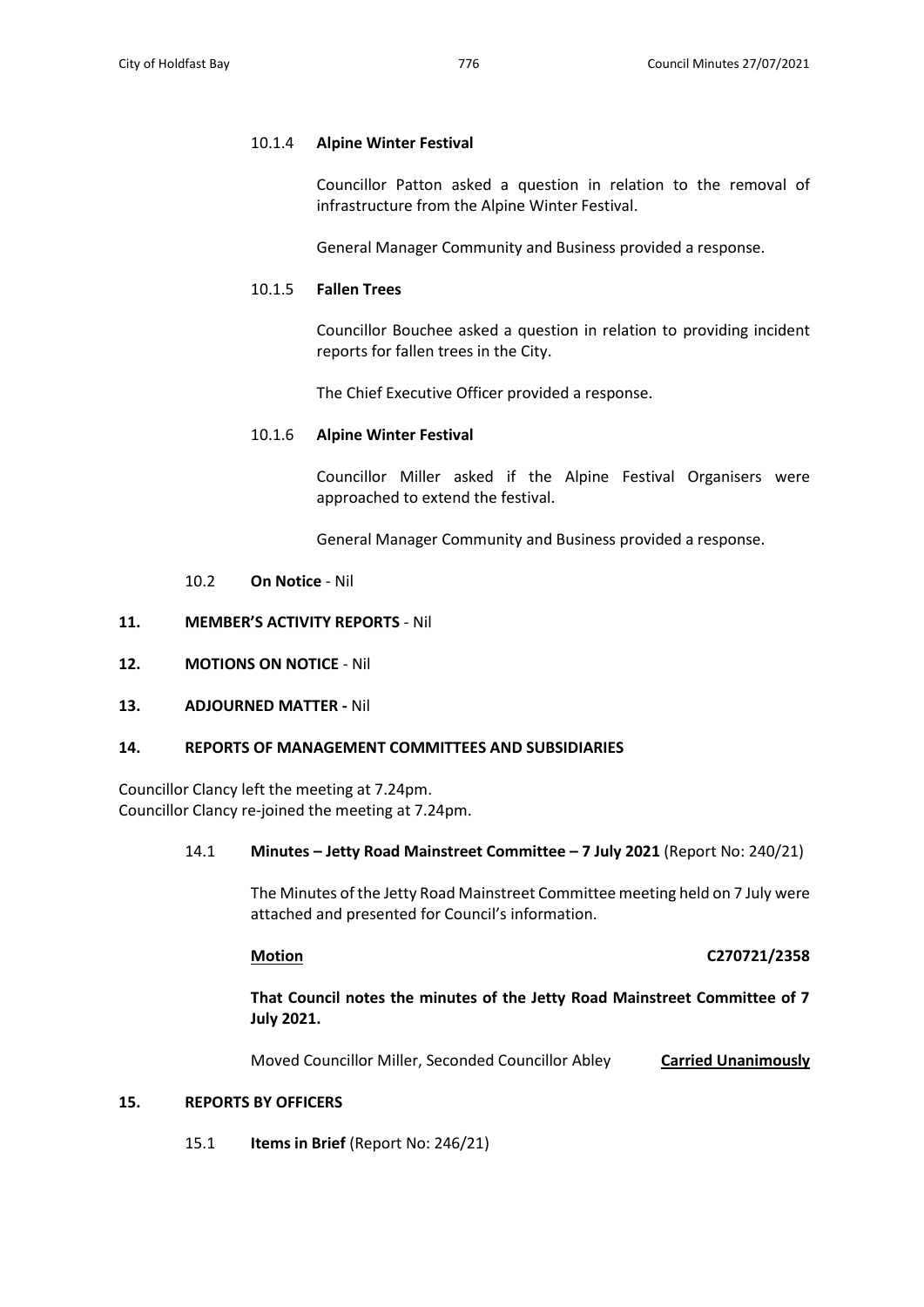10.1.4 **Alpine Winter Festival**

Councillor Patton asked a question in relation to the removal of infrastructure from the Alpine Winter Festival.

General Manager Community and Business provided a response.

10.1.5 **Fallen Trees**

Councillor Bouchee asked a question in relation to providing incident reports for fallen trees in the City.

The Chief Executive Officer provided a response.

10.1.6 **Alpine Winter Festival**

Councillor Miller asked if the Alpine Festival Organisers were approached to extend the festival.

General Manager Community and Business provided a response.

10.2 **On Notice** - Nil

**11. MEMBER'S ACTIVITY REPORTS** - Nil

**12. MOTIONS ON NOTICE** - Nil

**13. ADJOURNED MATTER -** Nil

**14. REPORTS OF MANAGEMENT COMMITTEES AND SUBSIDIARIES**

Councillor Clancy left the meeting at 7.24pm.
Councillor Clancy re-joined the meeting at 7.24pm.

14.1 **Minutes – Jetty Road Mainstreet Committee – 7 July 2021** (Report No: 240/21)

The Minutes of the Jetty Road Mainstreet Committee meeting held on 7 July were attached and presented for Council's information.

**Motion** **C270721/2358**

**That Council notes the minutes of the Jetty Road Mainstreet Committee of 7 July 2021.**

Moved Councillor Miller, Seconded Councillor Abley **Carried Unanimously**

**15. REPORTS BY OFFICERS**

15.1 **Items in Brief** (Report No: 246/21)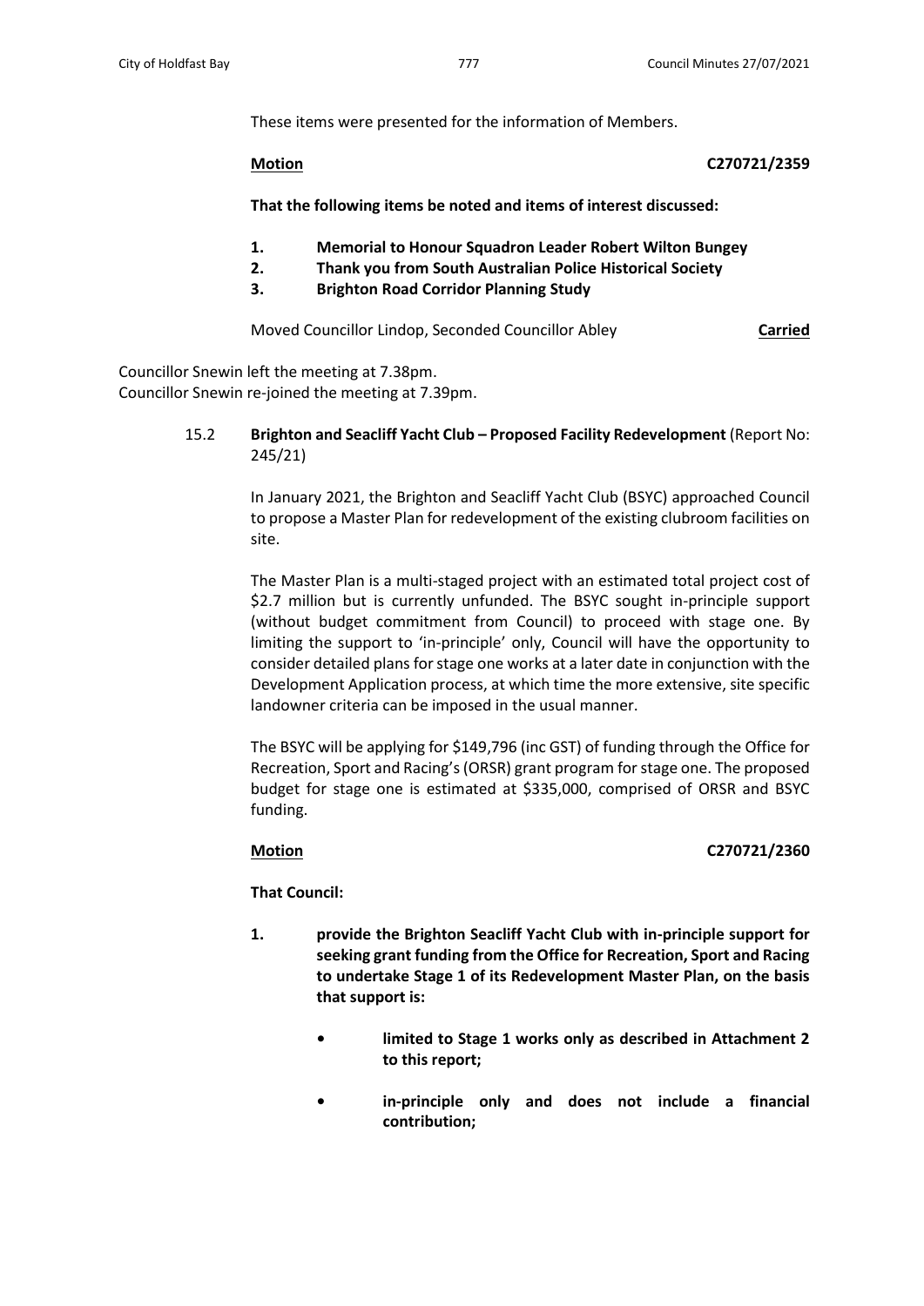These items were presented for the information of Members.

**Motion** **C270721/2359**

**That the following items be noted and items of interest discussed:**

1. **Memorial to Honour Squadron Leader Robert Wilton Bungey**
2. **Thank you from South Australian Police Historical Society**
3. **Brighton Road Corridor Planning Study**

Moved Councillor Lindop, Seconded Councillor Abley **Carried**

Councillor Snewin left the meeting at 7.38pm.
Councillor Snewin re-joined the meeting at 7.39pm.

15.2 **Brighton and Seacliff Yacht Club – Proposed Facility Redevelopment** (Report No: 245/21)

In January 2021, the Brighton and Seacliff Yacht Club (BSYC) approached Council to propose a Master Plan for redevelopment of the existing clubroom facilities on site.

The Master Plan is a multi-staged project with an estimated total project cost of $2.7 million but is currently unfunded. The BSYC sought in-principle support (without budget commitment from Council) to proceed with stage one. By limiting the support to 'in-principle' only, Council will have the opportunity to consider detailed plans for stage one works at a later date in conjunction with the Development Application process, at which time the more extensive, site specific landowner criteria can be imposed in the usual manner.

The BSYC will be applying for $149,796 (inc GST) of funding through the Office for Recreation, Sport and Racing's (ORSR) grant program for stage one. The proposed budget for stage one is estimated at $335,000, comprised of ORSR and BSYC funding.

**Motion** **C270721/2360**

**That Council:**

1. **provide the Brighton Seacliff Yacht Club with in-principle support for seeking grant funding from the Office for Recreation, Sport and Racing to undertake Stage 1 of its Redevelopment Master Plan, on the basis that support is:**

   - **limited to Stage 1 works only as described in Attachment 2 to this report;**
   - **in-principle only and does not include a financial contribution;**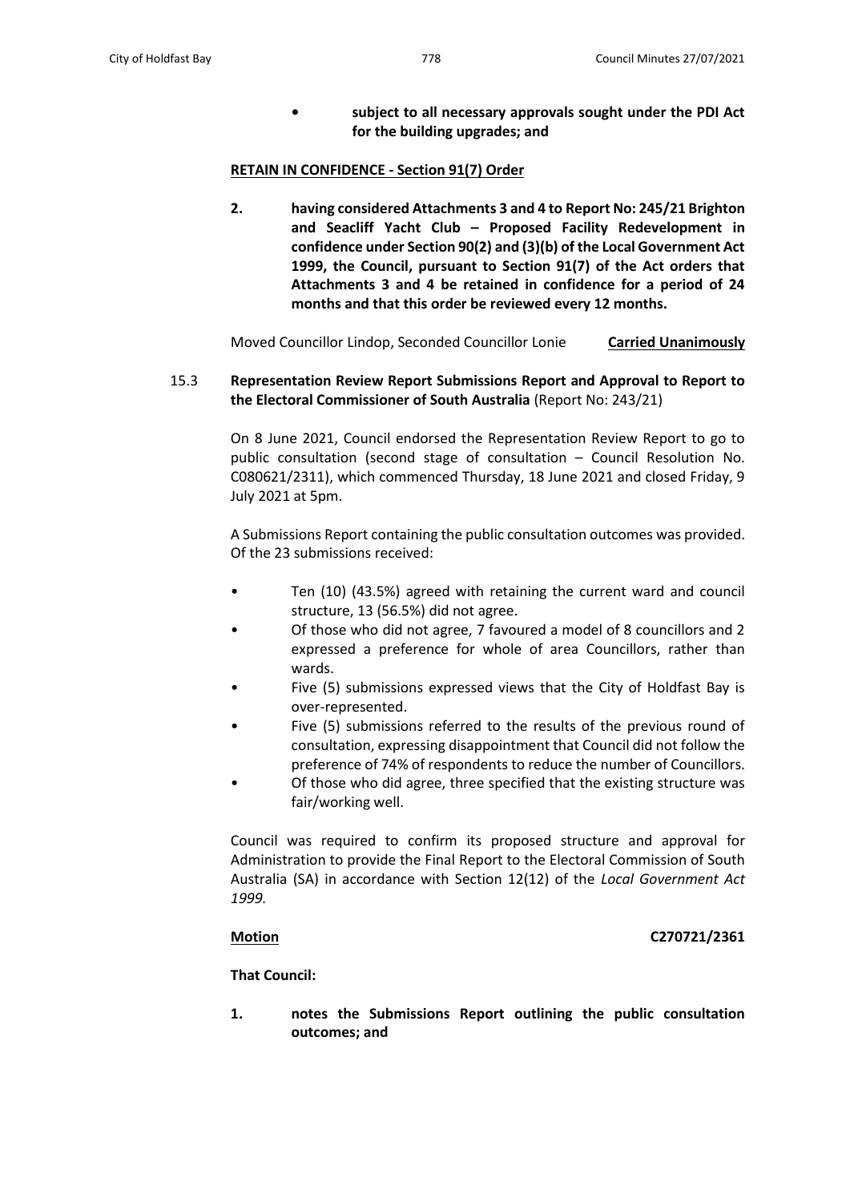- **subject to all necessary approvals sought under the PDI Act for the building upgrades; and**

**RETAIN IN CONFIDENCE - Section 91(7) Order**

**2. having considered Attachments 3 and 4 to Report No: 245/21 Brighton and Seacliff Yacht Club – Proposed Facility Redevelopment in confidence under Section 90(2) and (3)(b) of the Local Government Act 1999, the Council, pursuant to Section 91(7) of the Act orders that Attachments 3 and 4 be retained in confidence for a period of 24 months and that this order be reviewed every 12 months.**

Moved Councillor Lindop, Seconded Councillor Lonie **Carried Unanimously**

15.3 **Representation Review Report Submissions Report and Approval to Report to the Electoral Commissioner of South Australia** (Report No: 243/21)

On 8 June 2021, Council endorsed the Representation Review Report to go to public consultation (second stage of consultation – Council Resolution No. C080621/2311), which commenced Thursday, 18 June 2021 and closed Friday, 9 July 2021 at 5pm.

A Submissions Report containing the public consultation outcomes was provided. Of the 23 submissions received:

- Ten (10) (43.5%) agreed with retaining the current ward and council structure, 13 (56.5%) did not agree.
- Of those who did not agree, 7 favoured a model of 8 councillors and 2 expressed a preference for whole of area Councillors, rather than wards.
- Five (5) submissions expressed views that the City of Holdfast Bay is over-represented.
- Five (5) submissions referred to the results of the previous round of consultation, expressing disappointment that Council did not follow the preference of 74% of respondents to reduce the number of Councillors.
- Of those who did agree, three specified that the existing structure was fair/working well.

Council was required to confirm its proposed structure and approval for Administration to provide the Final Report to the Electoral Commission of South Australia (SA) in accordance with Section 12(12) of the *Local Government Act 1999*.

**Motion** **C270721/2361**

**That Council:**

**1. notes the Submissions Report outlining the public consultation outcomes; and**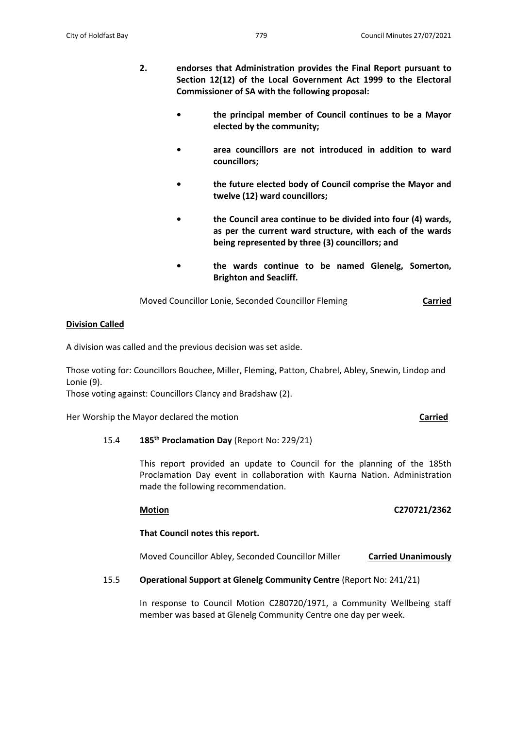**2. endorses that Administration provides the Final Report pursuant to Section 12(12) of the Local Government Act 1999 to the Electoral Commissioner of SA with the following proposal:**

- **the principal member of Council continues to be a Mayor elected by the community;**
- **area councillors are not introduced in addition to ward councillors;**
- **the future elected body of Council comprise the Mayor and twelve (12) ward councillors;**
- **the Council area continue to be divided into four (4) wards, as per the current ward structure, with each of the wards being represented by three (3) councillors; and**
- **the wards continue to be named Glenelg, Somerton, Brighton and Seacliff.**

Moved Councillor Lonie, Seconded Councillor Fleming **Carried**

**Division Called**

A division was called and the previous decision was set aside.

Those voting for: Councillors Bouchee, Miller, Fleming, Patton, Chabrel, Abley, Snewin, Lindop and Lonie (9).
Those voting against: Councillors Clancy and Bradshaw (2).

Her Worship the Mayor declared the motion **Carried**

15.4 **185th Proclamation Day** (Report No: 229/21)

This report provided an update to Council for the planning of the 185th Proclamation Day event in collaboration with Kaurna Nation. Administration made the following recommendation.

**Motion** **C270721/2362**

**That Council notes this report.**

Moved Councillor Abley, Seconded Councillor Miller **Carried Unanimously**

15.5 **Operational Support at Glenelg Community Centre** (Report No: 241/21)

In response to Council Motion C280720/1971, a Community Wellbeing staff member was based at Glenelg Community Centre one day per week.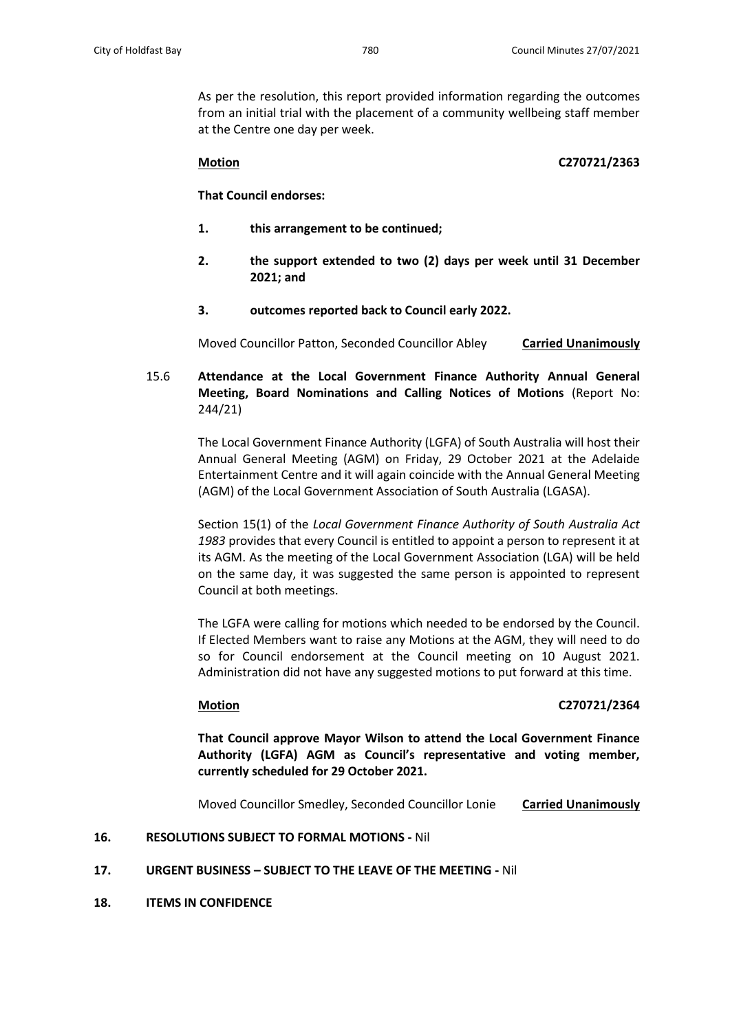As per the resolution, this report provided information regarding the outcomes from an initial trial with the placement of a community wellbeing staff member at the Centre one day per week.

**Motion** **C270721/2363**

**That Council endorses:**

1. **this arrangement to be continued;**
2. **the support extended to two (2) days per week until 31 December 2021; and**
3. **outcomes reported back to Council early 2022.**

Moved Councillor Patton, Seconded Councillor Abley **Carried Unanimously**

15.6 **Attendance at the Local Government Finance Authority Annual General Meeting, Board Nominations and Calling Notices of Motions** (Report No: 244/21)

The Local Government Finance Authority (LGFA) of South Australia will host their Annual General Meeting (AGM) on Friday, 29 October 2021 at the Adelaide Entertainment Centre and it will again coincide with the Annual General Meeting (AGM) of the Local Government Association of South Australia (LGASA).

Section 15(1) of the *Local Government Finance Authority of South Australia Act 1983* provides that every Council is entitled to appoint a person to represent it at its AGM. As the meeting of the Local Government Association (LGA) will be held on the same day, it was suggested the same person is appointed to represent Council at both meetings.

The LGFA were calling for motions which needed to be endorsed by the Council. If Elected Members want to raise any Motions at the AGM, they will need to do so for Council endorsement at the Council meeting on 10 August 2021. Administration did not have any suggested motions to put forward at this time.

**Motion** **C270721/2364**

**That Council approve Mayor Wilson to attend the Local Government Finance Authority (LGFA) AGM as Council's representative and voting member, currently scheduled for 29 October 2021.**

Moved Councillor Smedley, Seconded Councillor Lonie **Carried Unanimously**

**16. RESOLUTIONS SUBJECT TO FORMAL MOTIONS -** Nil

**17. URGENT BUSINESS – SUBJECT TO THE LEAVE OF THE MEETING -** Nil

**18. ITEMS IN CONFIDENCE**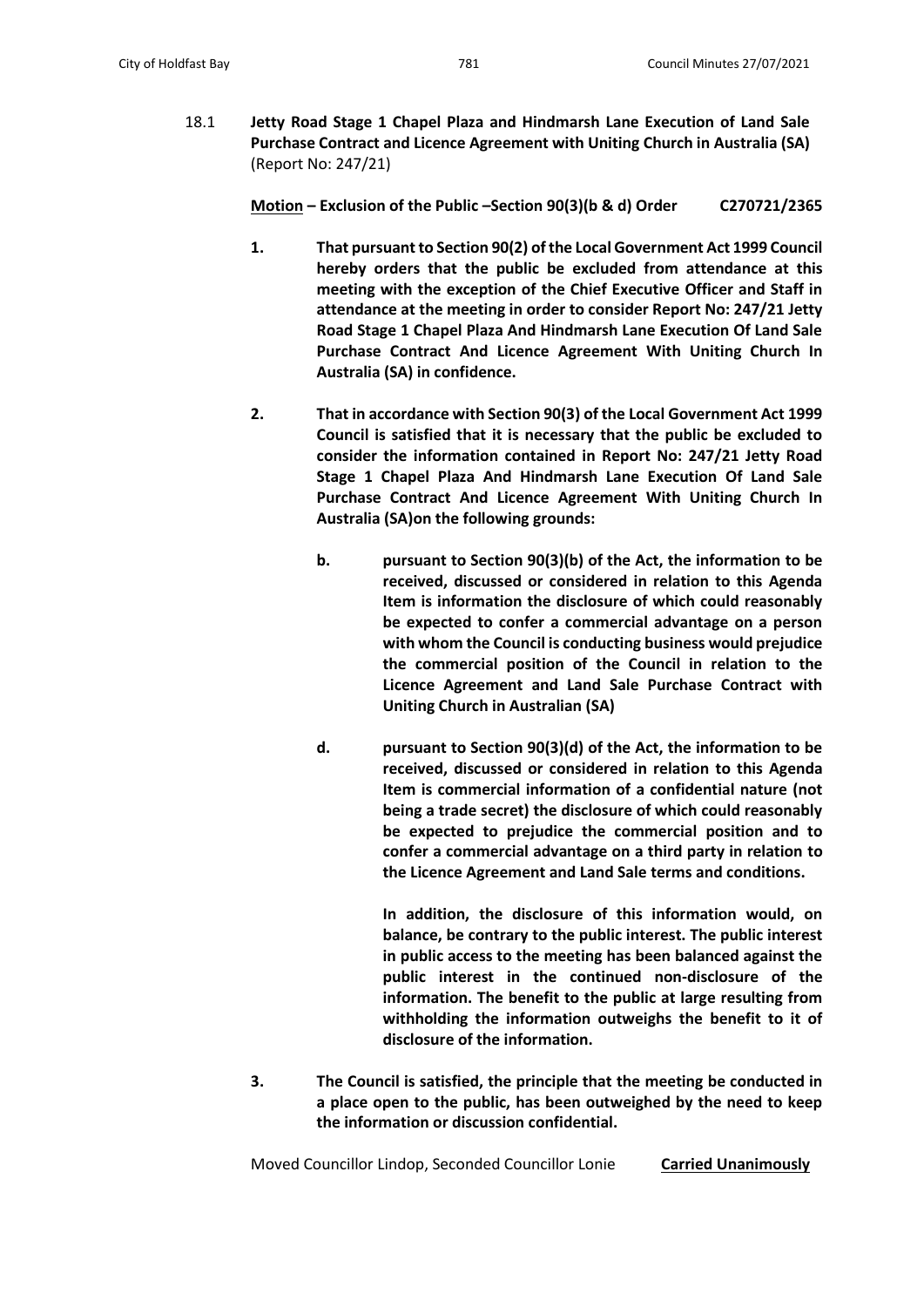18.1 **Jetty Road Stage 1 Chapel Plaza and Hindmarsh Lane Execution of Land Sale Purchase Contract and Licence Agreement with Uniting Church in Australia (SA)** (Report No: 247/21)

**<u>Motion</u> – Exclusion of the Public –Section 90(3)(b & d) Order C270721/2365**

1. **That pursuant to Section 90(2) of the Local Government Act 1999 Council hereby orders that the public be excluded from attendance at this meeting with the exception of the Chief Executive Officer and Staff in attendance at the meeting in order to consider Report No: 247/21 Jetty Road Stage 1 Chapel Plaza And Hindmarsh Lane Execution Of Land Sale Purchase Contract And Licence Agreement With Uniting Church In Australia (SA) in confidence.**

2. **That in accordance with Section 90(3) of the Local Government Act 1999 Council is satisfied that it is necessary that the public be excluded to consider the information contained in Report No: 247/21 Jetty Road Stage 1 Chapel Plaza And Hindmarsh Lane Execution Of Land Sale Purchase Contract And Licence Agreement With Uniting Church In Australia (SA)on the following grounds:**

   b. **pursuant to Section 90(3)(b) of the Act, the information to be received, discussed or considered in relation to this Agenda Item is information the disclosure of which could reasonably be expected to confer a commercial advantage on a person with whom the Council is conducting business would prejudice the commercial position of the Council in relation to the Licence Agreement and Land Sale Purchase Contract with Uniting Church in Australian (SA)**

   d. **pursuant to Section 90(3)(d) of the Act, the information to be received, discussed or considered in relation to this Agenda Item is commercial information of a confidential nature (not being a trade secret) the disclosure of which could reasonably be expected to prejudice the commercial position and to confer a commercial advantage on a third party in relation to the Licence Agreement and Land Sale terms and conditions.**

   **In addition, the disclosure of this information would, on balance, be contrary to the public interest. The public interest in public access to the meeting has been balanced against the public interest in the continued non-disclosure of the information. The benefit to the public at large resulting from withholding the information outweighs the benefit to it of disclosure of the information.**

3. **The Council is satisfied, the principle that the meeting be conducted in a place open to the public, has been outweighed by the need to keep the information or discussion confidential.**

Moved Councillor Lindop, Seconded Councillor Lonie **<u>Carried Unanimously</u>**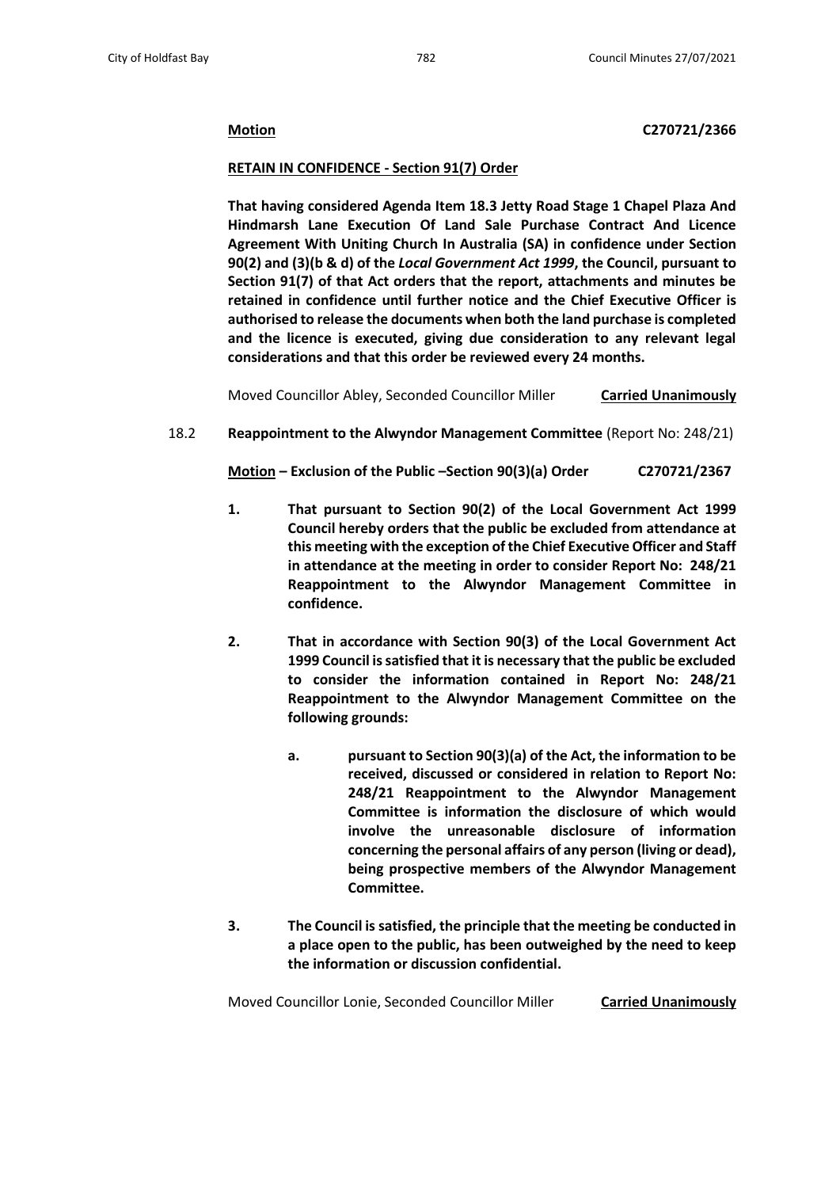**Motion** **C270721/2366**

**RETAIN IN CONFIDENCE - Section 91(7) Order**

**That having considered Agenda Item 18.3 Jetty Road Stage 1 Chapel Plaza And Hindmarsh Lane Execution Of Land Sale Purchase Contract And Licence Agreement With Uniting Church In Australia (SA) in confidence under Section 90(2) and (3)(b & d) of the *Local Government Act 1999*, the Council, pursuant to Section 91(7) of that Act orders that the report, attachments and minutes be retained in confidence until further notice and the Chief Executive Officer is authorised to release the documents when both the land purchase is completed and the licence is executed, giving due consideration to any relevant legal considerations and that this order be reviewed every 24 months.**

Moved Councillor Abley, Seconded Councillor Miller **Carried Unanimously**

18.2 **Reappointment to the Alwyndor Management Committee** (Report No: 248/21)

**Motion – Exclusion of the Public –Section 90(3)(a) Order C270721/2367**

1. **That pursuant to Section 90(2) of the Local Government Act 1999 Council hereby orders that the public be excluded from attendance at this meeting with the exception of the Chief Executive Officer and Staff in attendance at the meeting in order to consider Report No: 248/21 Reappointment to the Alwyndor Management Committee in confidence.**

2. **That in accordance with Section 90(3) of the Local Government Act 1999 Council is satisfied that it is necessary that the public be excluded to consider the information contained in Report No: 248/21 Reappointment to the Alwyndor Management Committee on the following grounds:**

   a. **pursuant to Section 90(3)(a) of the Act, the information to be received, discussed or considered in relation to Report No: 248/21 Reappointment to the Alwyndor Management Committee is information the disclosure of which would involve the unreasonable disclosure of information concerning the personal affairs of any person (living or dead), being prospective members of the Alwyndor Management Committee.**

3. **The Council is satisfied, the principle that the meeting be conducted in a place open to the public, has been outweighed by the need to keep the information or discussion confidential.**

Moved Councillor Lonie, Seconded Councillor Miller **Carried Unanimously**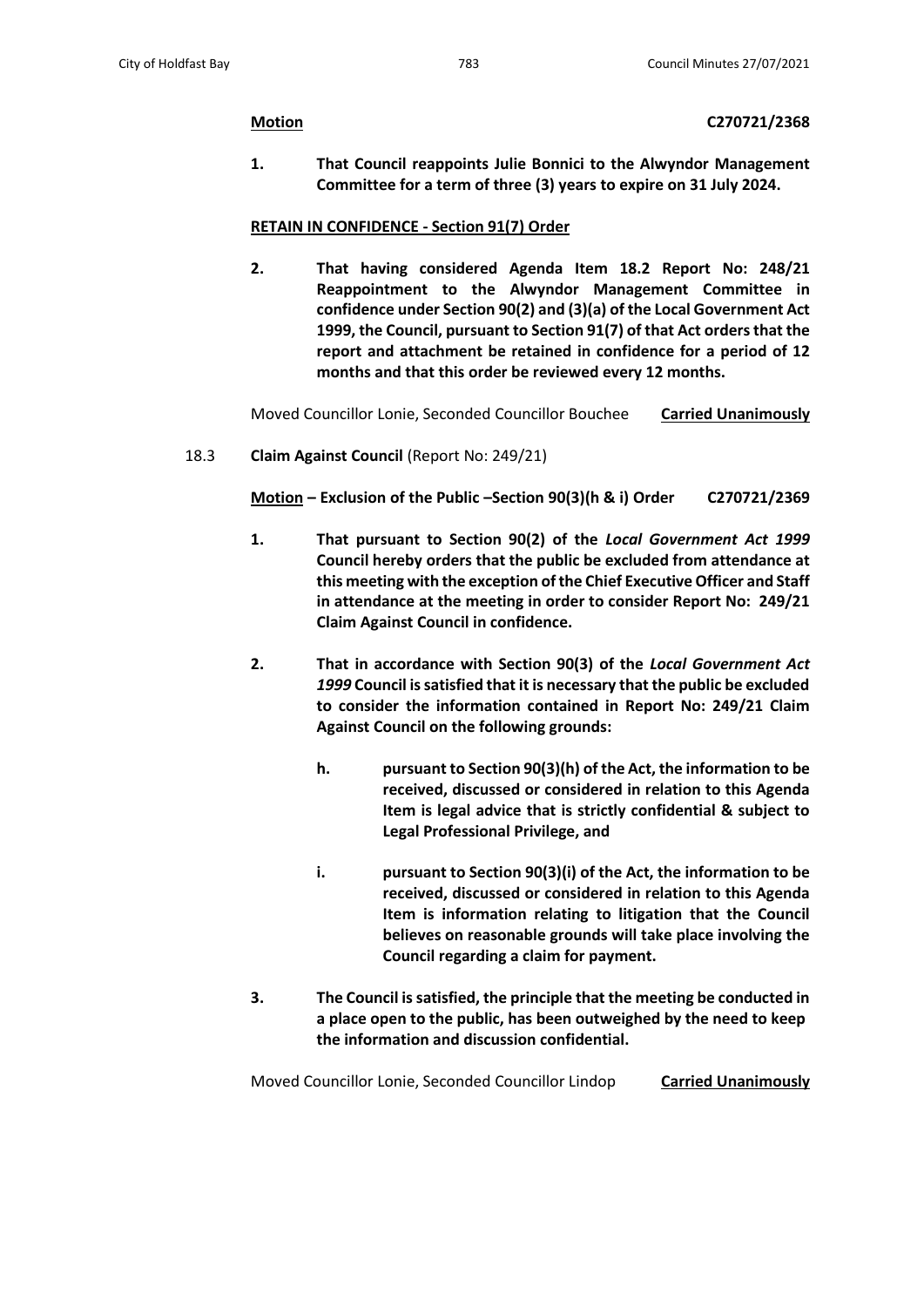**<u>Motion</u>** **C270721/2368**

**1. That Council reappoints Julie Bonnici to the Alwyndor Management Committee for a term of three (3) years to expire on 31 July 2024.**

**<u>RETAIN IN CONFIDENCE - Section 91(7) Order</u>**

**2. That having considered Agenda Item 18.2 Report No: 248/21 Reappointment to the Alwyndor Management Committee in confidence under Section 90(2) and (3)(a) of the Local Government Act 1999, the Council, pursuant to Section 91(7) of that Act orders that the report and attachment be retained in confidence for a period of 12 months and that this order be reviewed every 12 months.**

Moved Councillor Lonie, Seconded Councillor Bouchee **<u>Carried Unanimously</u>**

18.3 **Claim Against Council** (Report No: 249/21)

**<u>Motion</u> – Exclusion of the Public –Section 90(3)(h & i) Order** **C270721/2369**

**1. That pursuant to Section 90(2) of the *Local Government Act 1999* Council hereby orders that the public be excluded from attendance at this meeting with the exception of the Chief Executive Officer and Staff in attendance at the meeting in order to consider Report No: 249/21 Claim Against Council in confidence.**

**2. That in accordance with Section 90(3) of the *Local Government Act 1999* Council is satisfied that it is necessary that the public be excluded to consider the information contained in Report No: 249/21 Claim Against Council on the following grounds:**

- **h. pursuant to Section 90(3)(h) of the Act, the information to be received, discussed or considered in relation to this Agenda Item is legal advice that is strictly confidential & subject to Legal Professional Privilege, and**

- **i. pursuant to Section 90(3)(i) of the Act, the information to be received, discussed or considered in relation to this Agenda Item is information relating to litigation that the Council believes on reasonable grounds will take place involving the Council regarding a claim for payment.**

**3. The Council is satisfied, the principle that the meeting be conducted in a place open to the public, has been outweighed by the need to keep the information and discussion confidential.**

Moved Councillor Lonie, Seconded Councillor Lindop **<u>Carried Unanimously</u>**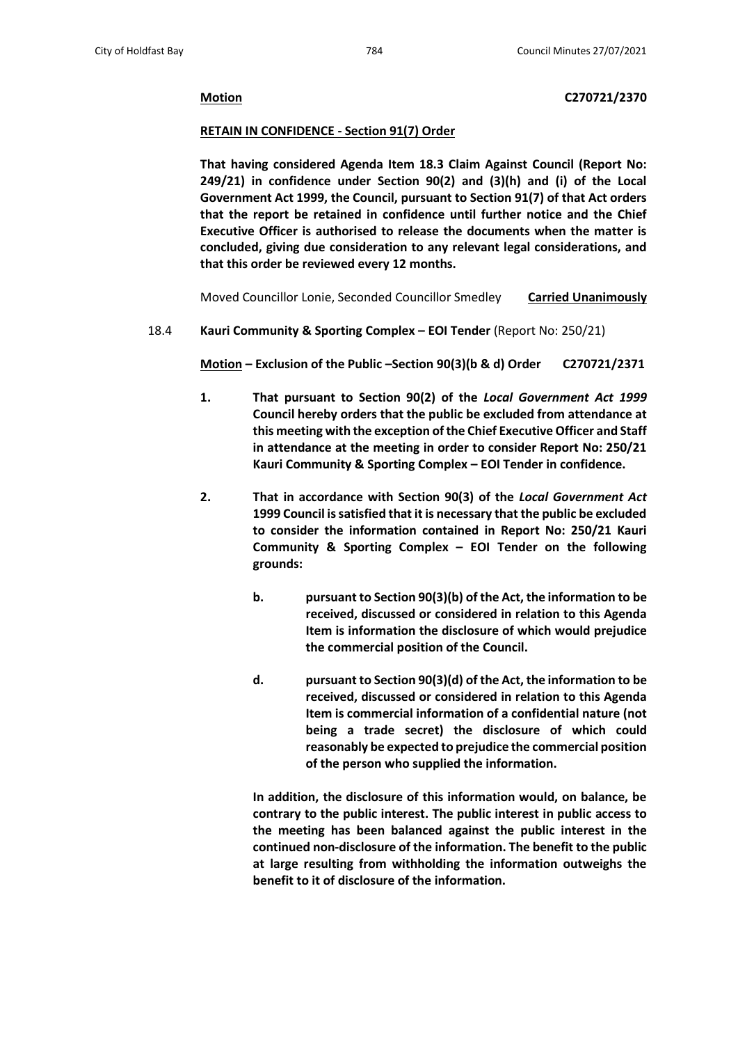**Motion** **C270721/2370**

**RETAIN IN CONFIDENCE - Section 91(7) Order**

**That having considered Agenda Item 18.3 Claim Against Council (Report No: 249/21) in confidence under Section 90(2) and (3)(h) and (i) of the Local Government Act 1999, the Council, pursuant to Section 91(7) of that Act orders that the report be retained in confidence until further notice and the Chief Executive Officer is authorised to release the documents when the matter is concluded, giving due consideration to any relevant legal considerations, and that this order be reviewed every 12 months.**

Moved Councillor Lonie, Seconded Councillor Smedley **Carried Unanimously**

18.4 **Kauri Community & Sporting Complex – EOI Tender** (Report No: 250/21)

**Motion – Exclusion of the Public –Section 90(3)(b & d) Order** **C270721/2371**

1. **That pursuant to Section 90(2) of the *Local Government Act 1999* Council hereby orders that the public be excluded from attendance at this meeting with the exception of the Chief Executive Officer and Staff in attendance at the meeting in order to consider Report No: 250/21 Kauri Community & Sporting Complex – EOI Tender in confidence.**

2. **That in accordance with Section 90(3) of the *Local Government Act* 1999 Council is satisfied that it is necessary that the public be excluded to consider the information contained in Report No: 250/21 Kauri Community & Sporting Complex – EOI Tender on the following grounds:**

   b. **pursuant to Section 90(3)(b) of the Act, the information to be received, discussed or considered in relation to this Agenda Item is information the disclosure of which would prejudice the commercial position of the Council.**

   d. **pursuant to Section 90(3)(d) of the Act, the information to be received, discussed or considered in relation to this Agenda Item is commercial information of a confidential nature (not being a trade secret) the disclosure of which could reasonably be expected to prejudice the commercial position of the person who supplied the information.**

   **In addition, the disclosure of this information would, on balance, be contrary to the public interest. The public interest in public access to the meeting has been balanced against the public interest in the continued non-disclosure of the information. The benefit to the public at large resulting from withholding the information outweighs the benefit to it of disclosure of the information.**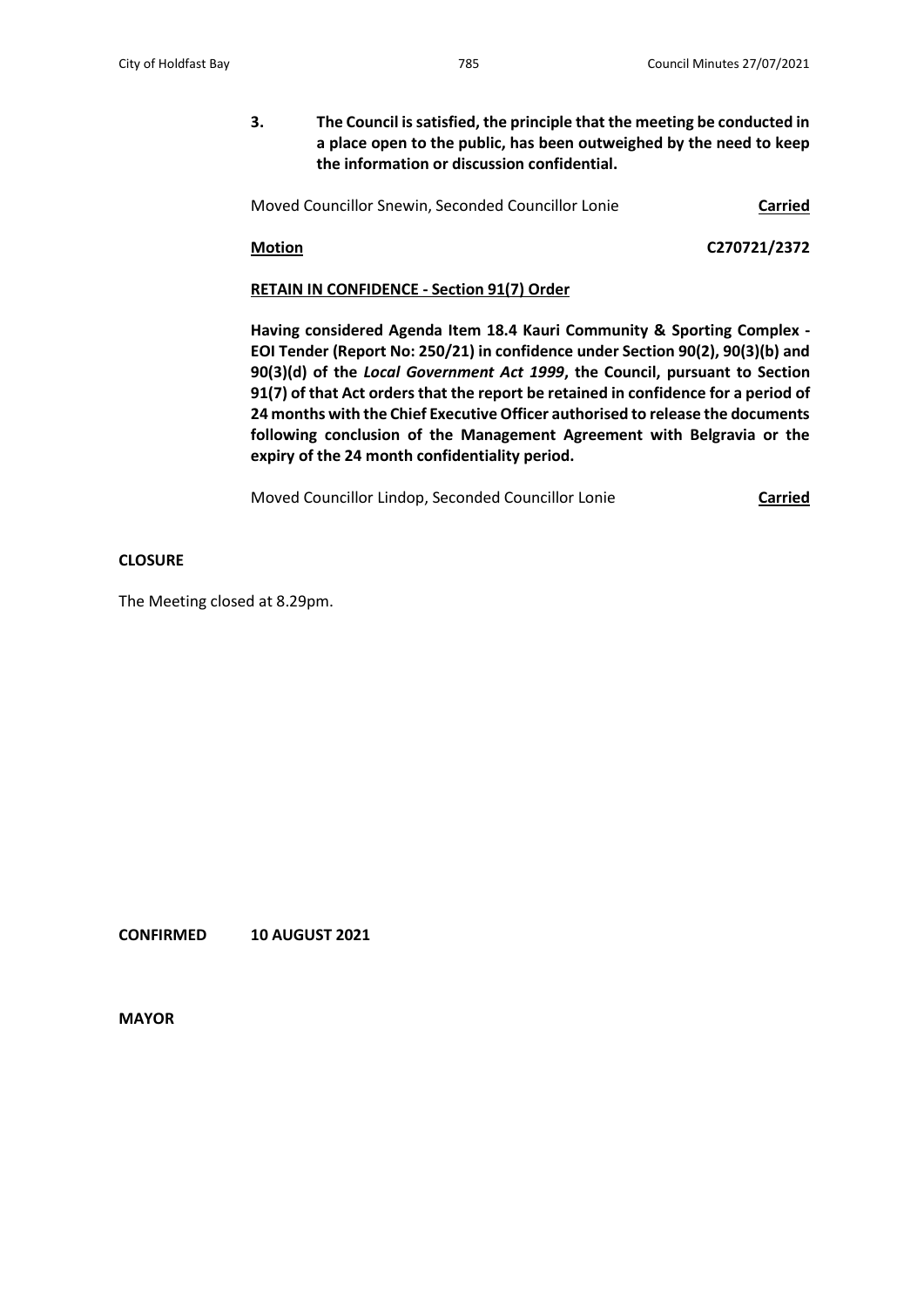**3. The Council is satisfied, the principle that the meeting be conducted in a place open to the public, has been outweighed by the need to keep the information or discussion confidential.**

Moved Councillor Snewin, Seconded Councillor Lonie **Carried**

**Motion** **C270721/2372**

**RETAIN IN CONFIDENCE - Section 91(7) Order**

**Having considered Agenda Item 18.4 Kauri Community & Sporting Complex - EOI Tender (Report No: 250/21) in confidence under Section 90(2), 90(3)(b) and 90(3)(d) of the *Local Government Act 1999*, the Council, pursuant to Section 91(7) of that Act orders that the report be retained in confidence for a period of 24 months with the Chief Executive Officer authorised to release the documents following conclusion of the Management Agreement with Belgravia or the expiry of the 24 month confidentiality period.**

Moved Councillor Lindop, Seconded Councillor Lonie **Carried**

**CLOSURE**

The Meeting closed at 8.29pm.

**CONFIRMED 10 AUGUST 2021**

**MAYOR**